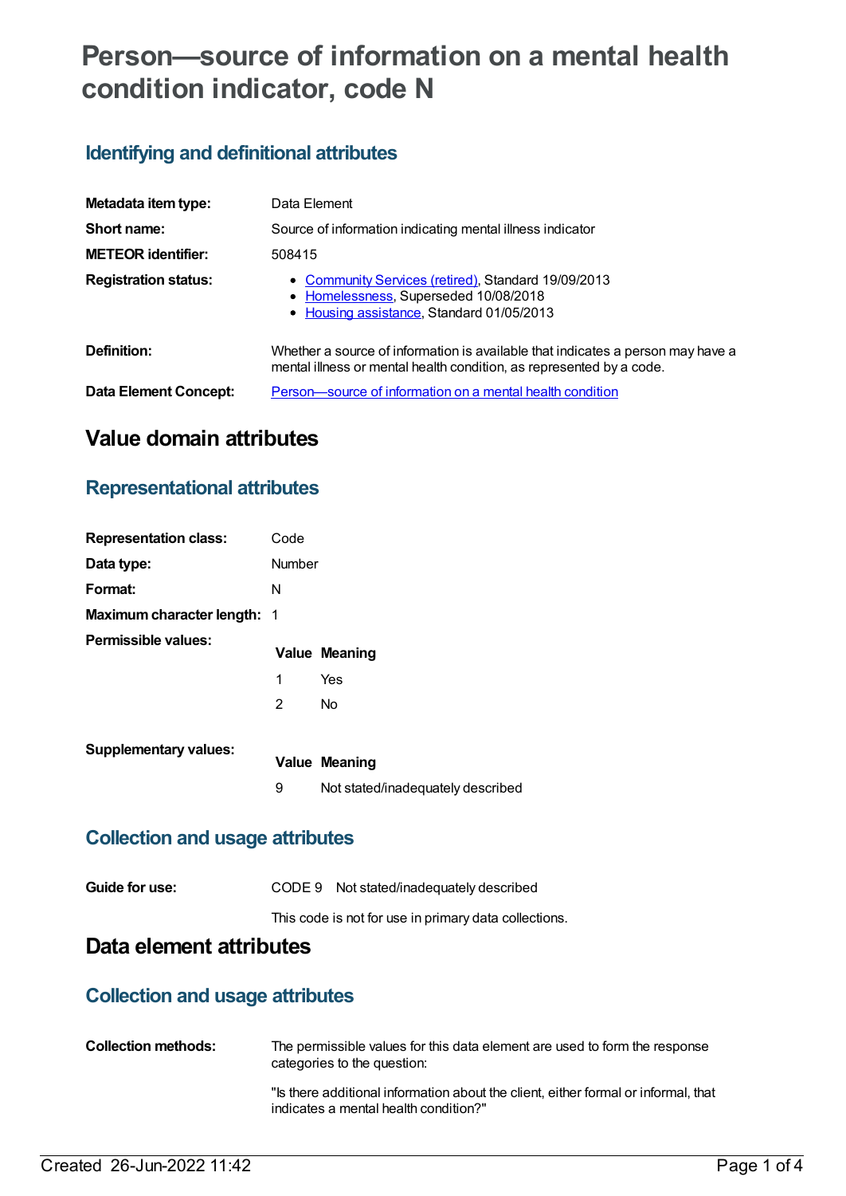# Person—source of information on a mental health condition indicator, code N

## Identifying and definitional attributes

| | |
|---|---|
| **Metadata item type:** | Data Element |
| **Short name:** | Source of information indicating mental illness indicator |
| **METEOR identifier:** | 508415 |
| **Registration status:** | • Community Services (retired), Standard 19/09/2013<br>• Homelessness, Superseded 10/08/2018<br>• Housing assistance, Standard 01/05/2013 |
| **Definition:** | Whether a source of information is available that indicates a person may have a mental illness or mental health condition, as represented by a code. |
| **Data Element Concept:** | Person—source of information on a mental health condition |

# Value domain attributes

## Representational attributes

| | |
|---|---|
| **Representation class:** | Code |
| **Data type:** | Number |
| **Format:** | N |
| **Maximum character length:** | 1 |

**Permissible values:**

| Value | Meaning |
|---|---|
| 1 | Yes |
| 2 | No |

**Supplementary values:**

| Value | Meaning |
|---|---|
| 9 | Not stated/inadequately described |

## Collection and usage attributes

**Guide for use:** CODE 9 Not stated/inadequately described

This code is not for use in primary data collections.

# Data element attributes

## Collection and usage attributes

**Collection methods:** The permissible values for this data element are used to form the response categories to the question:

"Is there additional information about the client, either formal or informal, that indicates a mental health condition?"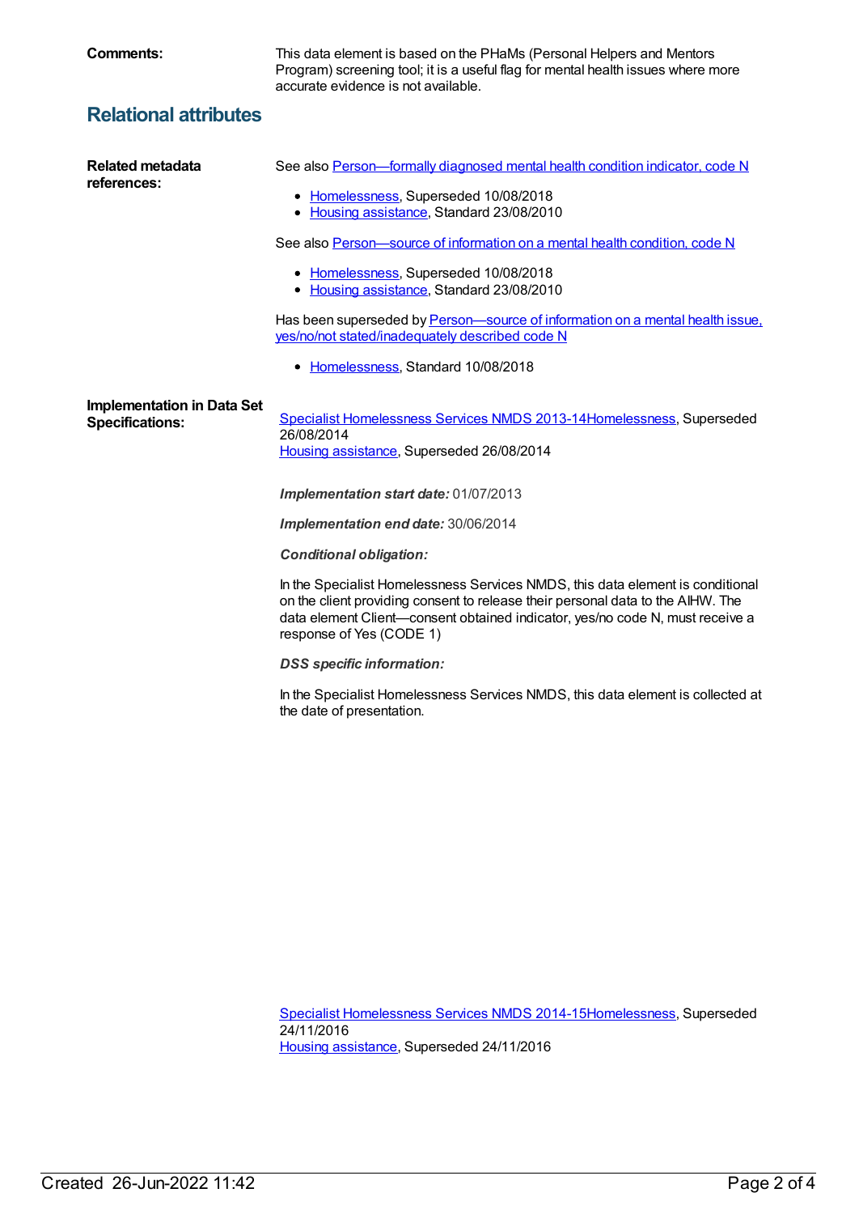**Comments:** This data element is based on the PHaMs (Personal Helpers and Mentors Program) screening tool; it is a useful flag for mental health issues where more accurate evidence is not available.

## Relational attributes

**Related metadata references:**

See also Person—formally diagnosed mental health condition indicator, code N

- Homelessness, Superseded 10/08/2018
- Housing assistance, Standard 23/08/2010

See also Person—source of information on a mental health condition, code N

- Homelessness, Superseded 10/08/2018
- Housing assistance, Standard 23/08/2010

Has been superseded by Person—source of information on a mental health issue, yes/no/not stated/inadequately described code N

- Homelessness, Standard 10/08/2018

**Implementation in Data Set Specifications:**

Specialist Homelessness Services NMDS 2013-14Homelessness, Superseded 26/08/2014
Housing assistance, Superseded 26/08/2014

***Implementation start date:*** 01/07/2013

***Implementation end date:*** 30/06/2014

***Conditional obligation:***

In the Specialist Homelessness Services NMDS, this data element is conditional on the client providing consent to release their personal data to the AIHW. The data element Client—consent obtained indicator, yes/no code N, must receive a response of Yes (CODE 1)

***DSS specific information:***

In the Specialist Homelessness Services NMDS, this data element is collected at the date of presentation.

Specialist Homelessness Services NMDS 2014-15Homelessness, Superseded 24/11/2016
Housing assistance, Superseded 24/11/2016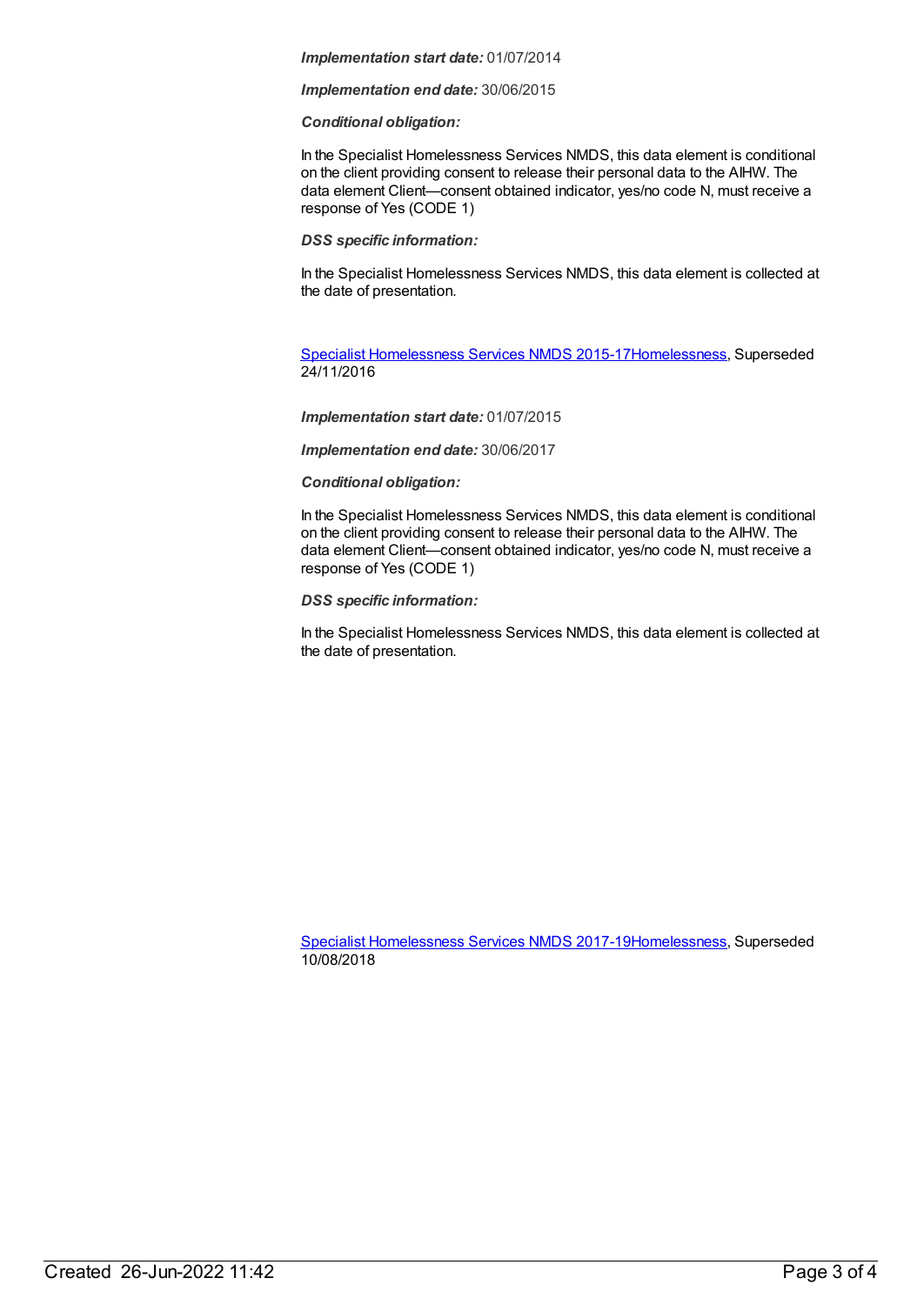***Implementation start date:*** 01/07/2014

***Implementation end date:*** 30/06/2015

***Conditional obligation:***

In the Specialist Homelessness Services NMDS, this data element is conditional on the client providing consent to release their personal data to the AIHW. The data element Client—consent obtained indicator, yes/no code N, must receive a response of Yes (CODE 1)

***DSS specific information:***

In the Specialist Homelessness Services NMDS, this data element is collected at the date of presentation.

Specialist Homelessness Services NMDS 2015-17Homelessness, Superseded 24/11/2016

***Implementation start date:*** 01/07/2015

***Implementation end date:*** 30/06/2017

***Conditional obligation:***

In the Specialist Homelessness Services NMDS, this data element is conditional on the client providing consent to release their personal data to the AIHW. The data element Client—consent obtained indicator, yes/no code N, must receive a response of Yes (CODE 1)

***DSS specific information:***

In the Specialist Homelessness Services NMDS, this data element is collected at the date of presentation.

Specialist Homelessness Services NMDS 2017-19Homelessness, Superseded 10/08/2018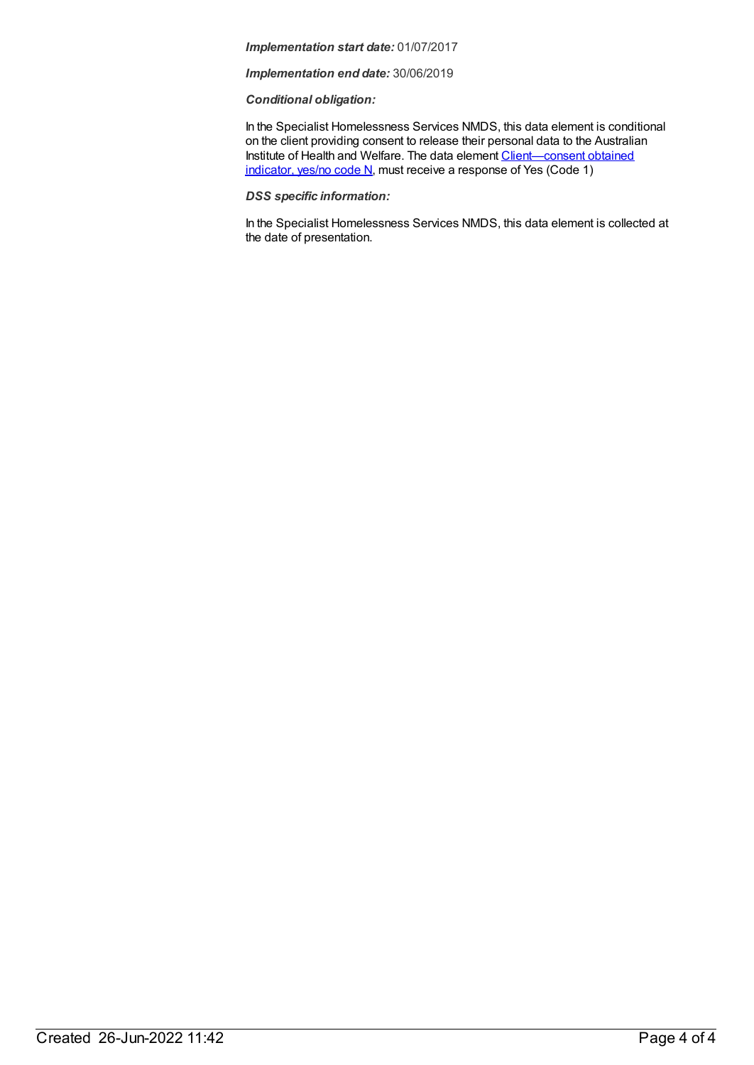***Implementation start date:*** 01/07/2017

***Implementation end date:*** 30/06/2019

***Conditional obligation:***

In the Specialist Homelessness Services NMDS, this data element is conditional on the client providing consent to release their personal data to the Australian Institute of Health and Welfare. The data element Client—consent obtained indicator, yes/no code N, must receive a response of Yes (Code 1)

***DSS specific information:***

In the Specialist Homelessness Services NMDS, this data element is collected at the date of presentation.